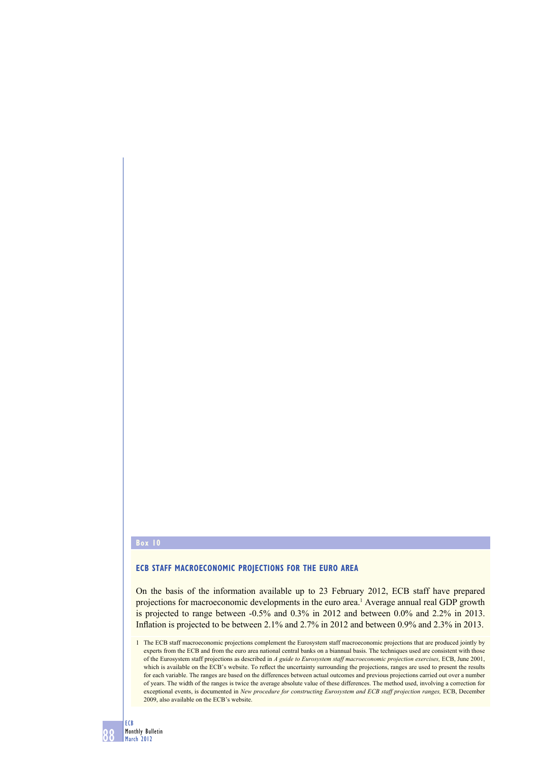Box 10

### ECB STAFF MACROECONOMIC PROJECTIONS FOR THE EURO AREA

On the basis of the information available up to 23 February 2012, ECB staff have prepared projections for macroeconomic developments in the euro area.[1] Average annual real GDP growth is projected to range between -0.5% and 0.3% in 2012 and between 0.0% and 2.2% in 2013. Inflation is projected to be between 2.1% and 2.7% in 2012 and between 0.9% and 2.3% in 2013.

1 The ECB staff macroeconomic projections complement the Eurosystem staff macroeconomic projections that are produced jointly by experts from the ECB and from the euro area national central banks on a biannual basis. The techniques used are consistent with those of the Eurosystem staff projections as described in *A guide to Eurosystem staff macroeconomic projection exercises,* ECB, June 2001, which is available on the ECB's website. To reflect the uncertainty surrounding the projections, ranges are used to present the results for each variable. The ranges are based on the differences between actual outcomes and previous projections carried out over a number of years. The width of the ranges is twice the average absolute value of these differences. The method used, involving a correction for exceptional events, is documented in *New procedure for constructing Eurosystem and ECB staff projection ranges,* ECB, December 2009, also available on the ECB's website.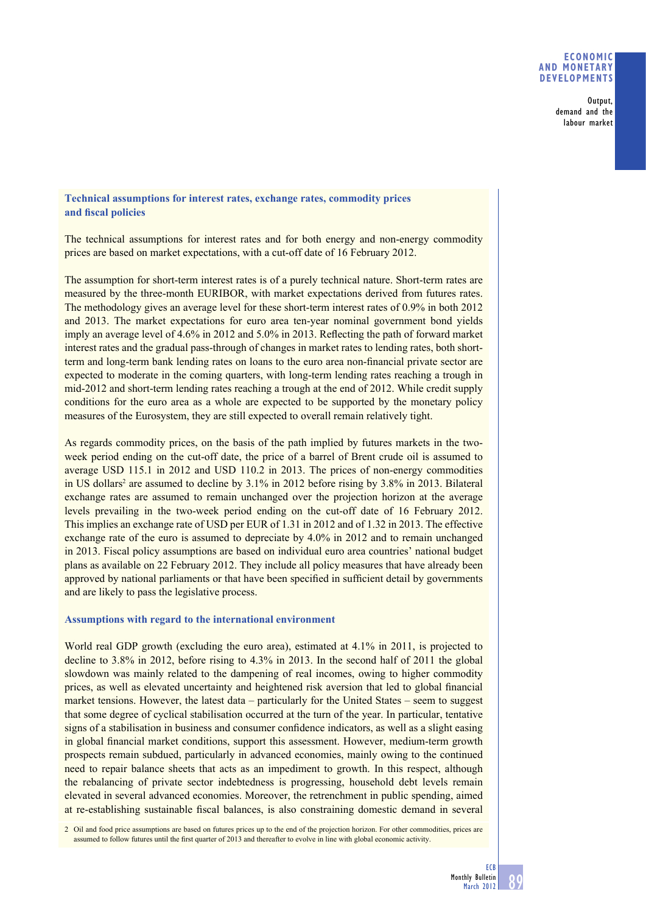### Technical assumptions for interest rates, exchange rates, commodity prices and fiscal policies

The technical assumptions for interest rates and for both energy and non-energy commodity prices are based on market expectations, with a cut-off date of 16 February 2012.

The assumption for short-term interest rates is of a purely technical nature. Short-term rates are measured by the three-month EURIBOR, with market expectations derived from futures rates. The methodology gives an average level for these short-term interest rates of 0.9% in both 2012 and 2013. The market expectations for euro area ten-year nominal government bond yields imply an average level of 4.6% in 2012 and 5.0% in 2013. Reflecting the path of forward market interest rates and the gradual pass-through of changes in market rates to lending rates, both short-term and long-term bank lending rates on loans to the euro area non-financial private sector are expected to moderate in the coming quarters, with long-term lending rates reaching a trough in mid-2012 and short-term lending rates reaching a trough at the end of 2012. While credit supply conditions for the euro area as a whole are expected to be supported by the monetary policy measures of the Eurosystem, they are still expected to overall remain relatively tight.

As regards commodity prices, on the basis of the path implied by futures markets in the two-week period ending on the cut-off date, the price of a barrel of Brent crude oil is assumed to average USD 115.1 in 2012 and USD 110.2 in 2013. The prices of non-energy commodities in US dollars[2] are assumed to decline by 3.1% in 2012 before rising by 3.8% in 2013. Bilateral exchange rates are assumed to remain unchanged over the projection horizon at the average levels prevailing in the two-week period ending on the cut-off date of 16 February 2012. This implies an exchange rate of USD per EUR of 1.31 in 2012 and of 1.32 in 2013. The effective exchange rate of the euro is assumed to depreciate by 4.0% in 2012 and to remain unchanged in 2013. Fiscal policy assumptions are based on individual euro area countries' national budget plans as available on 22 February 2012. They include all policy measures that have already been approved by national parliaments or that have been specified in sufficient detail by governments and are likely to pass the legislative process.

### Assumptions with regard to the international environment

World real GDP growth (excluding the euro area), estimated at 4.1% in 2011, is projected to decline to 3.8% in 2012, before rising to 4.3% in 2013. In the second half of 2011 the global slowdown was mainly related to the dampening of real incomes, owing to higher commodity prices, as well as elevated uncertainty and heightened risk aversion that led to global financial market tensions. However, the latest data – particularly for the United States – seem to suggest that some degree of cyclical stabilisation occurred at the turn of the year. In particular, tentative signs of a stabilisation in business and consumer confidence indicators, as well as a slight easing in global financial market conditions, support this assessment. However, medium-term growth prospects remain subdued, particularly in advanced economies, mainly owing to the continued need to repair balance sheets that acts as an impediment to growth. In this respect, although the rebalancing of private sector indebtedness is progressing, household debt levels remain elevated in several advanced economies. Moreover, the retrenchment in public spending, aimed at re-establishing sustainable fiscal balances, is also constraining domestic demand in several

2 Oil and food price assumptions are based on futures prices up to the end of the projection horizon. For other commodities, prices are assumed to follow futures until the first quarter of 2013 and thereafter to evolve in line with global economic activity.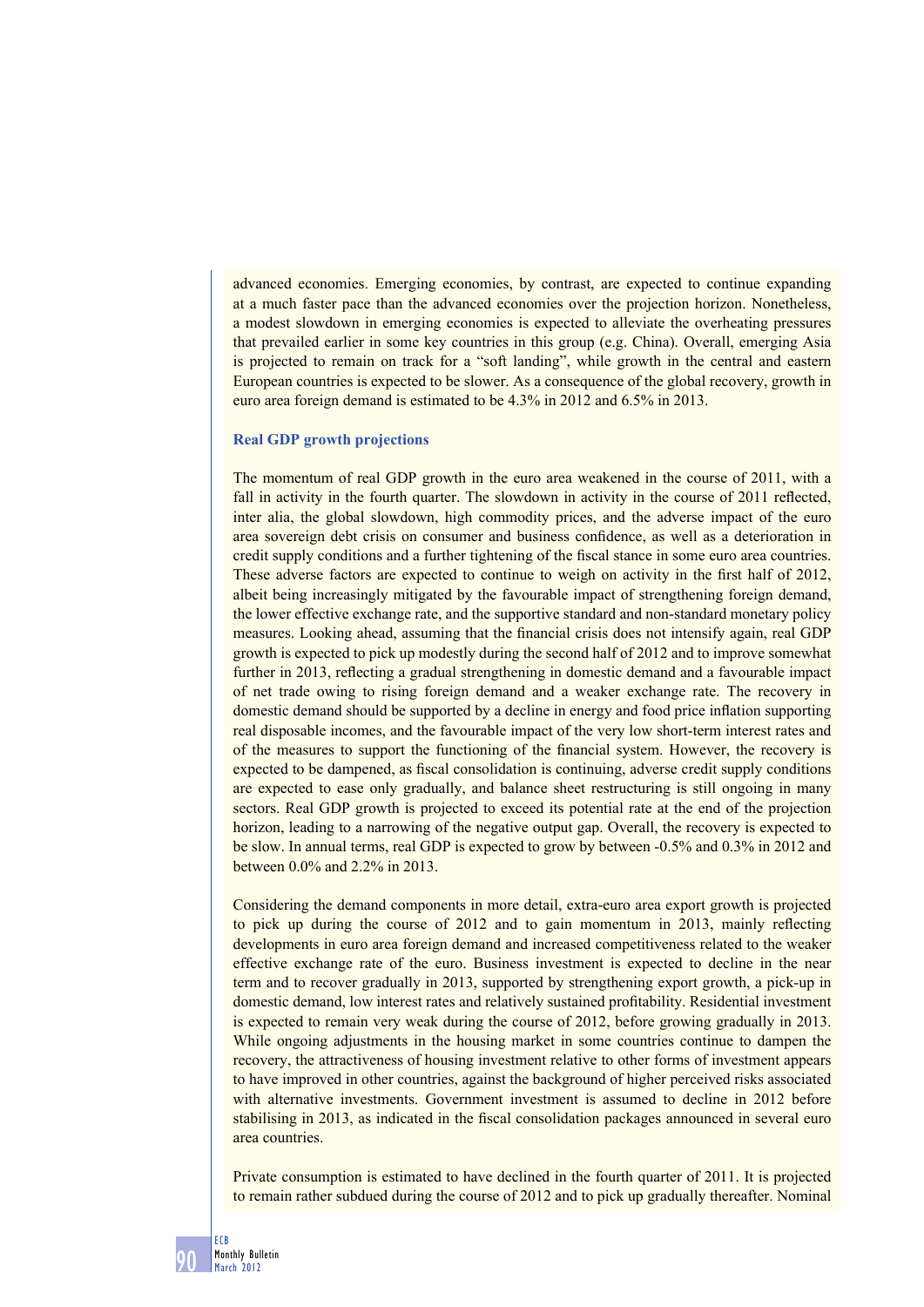advanced economies. Emerging economies, by contrast, are expected to continue expanding at a much faster pace than the advanced economies over the projection horizon. Nonetheless, a modest slowdown in emerging economies is expected to alleviate the overheating pressures that prevailed earlier in some key countries in this group (e.g. China). Overall, emerging Asia is projected to remain on track for a "soft landing", while growth in the central and eastern European countries is expected to be slower. As a consequence of the global recovery, growth in euro area foreign demand is estimated to be 4.3% in 2012 and 6.5% in 2013.

### Real GDP growth projections

The momentum of real GDP growth in the euro area weakened in the course of 2011, with a fall in activity in the fourth quarter. The slowdown in activity in the course of 2011 reflected, inter alia, the global slowdown, high commodity prices, and the adverse impact of the euro area sovereign debt crisis on consumer and business confidence, as well as a deterioration in credit supply conditions and a further tightening of the fiscal stance in some euro area countries. These adverse factors are expected to continue to weigh on activity in the first half of 2012, albeit being increasingly mitigated by the favourable impact of strengthening foreign demand, the lower effective exchange rate, and the supportive standard and non-standard monetary policy measures. Looking ahead, assuming that the financial crisis does not intensify again, real GDP growth is expected to pick up modestly during the second half of 2012 and to improve somewhat further in 2013, reflecting a gradual strengthening in domestic demand and a favourable impact of net trade owing to rising foreign demand and a weaker exchange rate. The recovery in domestic demand should be supported by a decline in energy and food price inflation supporting real disposable incomes, and the favourable impact of the very low short-term interest rates and of the measures to support the functioning of the financial system. However, the recovery is expected to be dampened, as fiscal consolidation is continuing, adverse credit supply conditions are expected to ease only gradually, and balance sheet restructuring is still ongoing in many sectors. Real GDP growth is projected to exceed its potential rate at the end of the projection horizon, leading to a narrowing of the negative output gap. Overall, the recovery is expected to be slow. In annual terms, real GDP is expected to grow by between -0.5% and 0.3% in 2012 and between 0.0% and 2.2% in 2013.

Considering the demand components in more detail, extra-euro area export growth is projected to pick up during the course of 2012 and to gain momentum in 2013, mainly reflecting developments in euro area foreign demand and increased competitiveness related to the weaker effective exchange rate of the euro. Business investment is expected to decline in the near term and to recover gradually in 2013, supported by strengthening export growth, a pick-up in domestic demand, low interest rates and relatively sustained profitability. Residential investment is expected to remain very weak during the course of 2012, before growing gradually in 2013. While ongoing adjustments in the housing market in some countries continue to dampen the recovery, the attractiveness of housing investment relative to other forms of investment appears to have improved in other countries, against the background of higher perceived risks associated with alternative investments. Government investment is assumed to decline in 2012 before stabilising in 2013, as indicated in the fiscal consolidation packages announced in several euro area countries.

Private consumption is estimated to have declined in the fourth quarter of 2011. It is projected to remain rather subdued during the course of 2012 and to pick up gradually thereafter. Nominal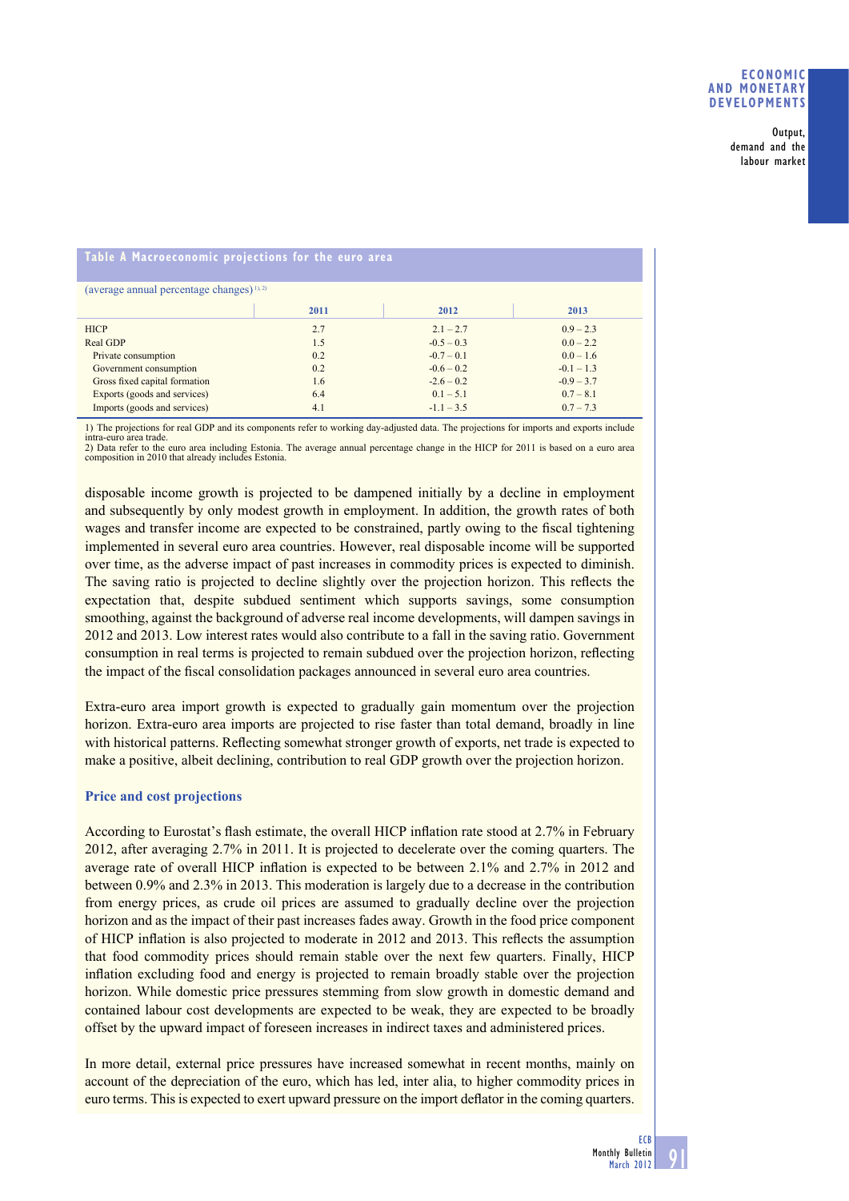**Table A Macroeconomic projections for the euro area**

(average annual percentage changes) [1), 2)]

| | 2011 | 2012 | 2013 |
|---|---|---|---|
| HICP | 2.7 | 2.1 – 2.7 | 0.9 – 2.3 |
| Real GDP | 1.5 | -0.5 – 0.3 | 0.0 – 2.2 |
| Private consumption | 0.2 | -0.7 – 0.1 | 0.0 – 1.6 |
| Government consumption | 0.2 | -0.6 – 0.2 | -0.1 – 1.3 |
| Gross fixed capital formation | 1.6 | -2.6 – 0.2 | -0.9 – 3.7 |
| Exports (goods and services) | 6.4 | 0.1 – 5.1 | 0.7 – 8.1 |
| Imports (goods and services) | 4.1 | -1.1 – 3.5 | 0.7 – 7.3 |

1) The projections for real GDP and its components refer to working day-adjusted data. The projections for imports and exports include intra-euro area trade.
2) Data refer to the euro area including Estonia. The average annual percentage change in the HICP for 2011 is based on a euro area composition in 2010 that already includes Estonia.

disposable income growth is projected to be dampened initially by a decline in employment and subsequently by only modest growth in employment. In addition, the growth rates of both wages and transfer income are expected to be constrained, partly owing to the fiscal tightening implemented in several euro area countries. However, real disposable income will be supported over time, as the adverse impact of past increases in commodity prices is expected to diminish. The saving ratio is projected to decline slightly over the projection horizon. This reflects the expectation that, despite subdued sentiment which supports savings, some consumption smoothing, against the background of adverse real income developments, will dampen savings in 2012 and 2013. Low interest rates would also contribute to a fall in the saving ratio. Government consumption in real terms is projected to remain subdued over the projection horizon, reflecting the impact of the fiscal consolidation packages announced in several euro area countries.

Extra-euro area import growth is expected to gradually gain momentum over the projection horizon. Extra-euro area imports are projected to rise faster than total demand, broadly in line with historical patterns. Reflecting somewhat stronger growth of exports, net trade is expected to make a positive, albeit declining, contribution to real GDP growth over the projection horizon.

### Price and cost projections

According to Eurostat's flash estimate, the overall HICP inflation rate stood at 2.7% in February 2012, after averaging 2.7% in 2011. It is projected to decelerate over the coming quarters. The average rate of overall HICP inflation is expected to be between 2.1% and 2.7% in 2012 and between 0.9% and 2.3% in 2013. This moderation is largely due to a decrease in the contribution from energy prices, as crude oil prices are assumed to gradually decline over the projection horizon and as the impact of their past increases fades away. Growth in the food price component of HICP inflation is also projected to moderate in 2012 and 2013. This reflects the assumption that food commodity prices should remain stable over the next few quarters. Finally, HICP inflation excluding food and energy is projected to remain broadly stable over the projection horizon. While domestic price pressures stemming from slow growth in domestic demand and contained labour cost developments are expected to be weak, they are expected to be broadly offset by the upward impact of foreseen increases in indirect taxes and administered prices.

In more detail, external price pressures have increased somewhat in recent months, mainly on account of the depreciation of the euro, which has led, inter alia, to higher commodity prices in euro terms. This is expected to exert upward pressure on the import deflator in the coming quarters.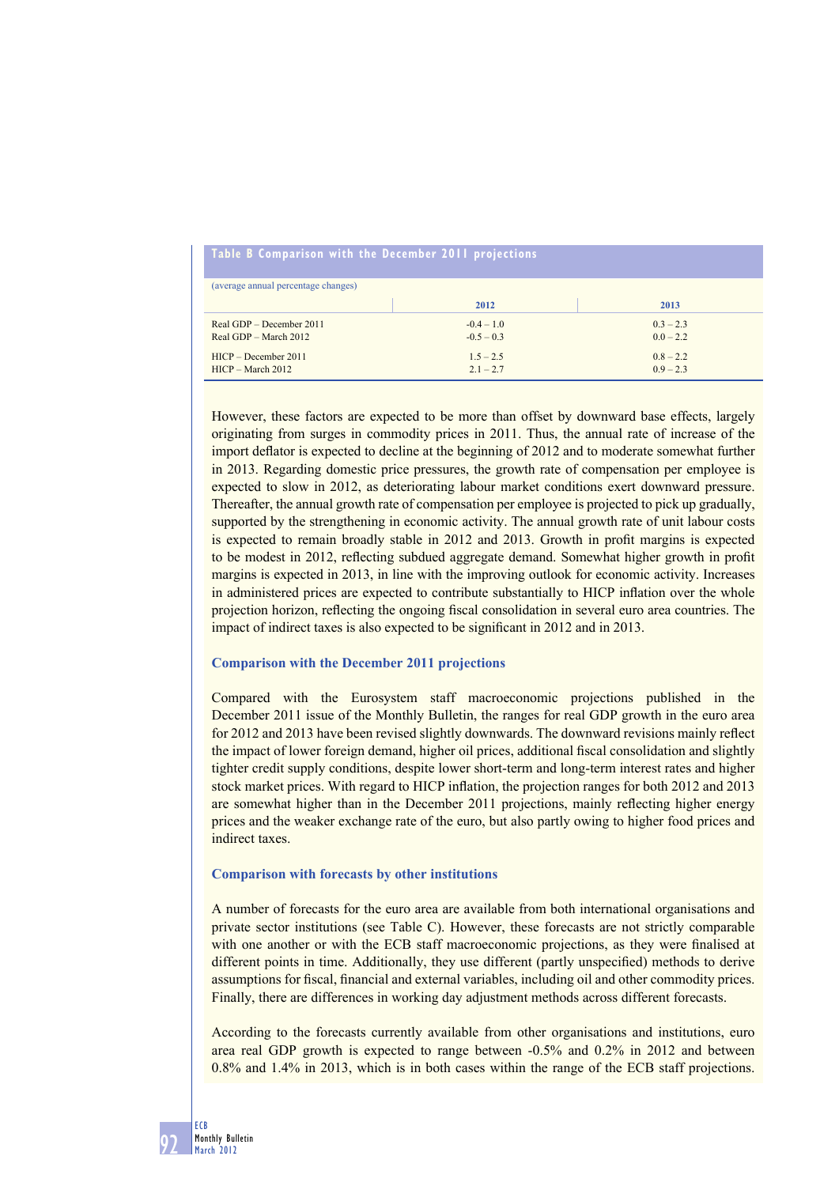**Table B Comparison with the December 2011 projections**

(average annual percentage changes)

| | 2012 | 2013 |
|---|---|---|
| Real GDP – December 2011 | -0.4 – 1.0 | 0.3 – 2.3 |
| Real GDP – March 2012 | -0.5 – 0.3 | 0.0 – 2.2 |
| HICP – December 2011 | 1.5 – 2.5 | 0.8 – 2.2 |
| HICP – March 2012 | 2.1 – 2.7 | 0.9 – 2.3 |

However, these factors are expected to be more than offset by downward base effects, largely originating from surges in commodity prices in 2011. Thus, the annual rate of increase of the import deflator is expected to decline at the beginning of 2012 and to moderate somewhat further in 2013. Regarding domestic price pressures, the growth rate of compensation per employee is expected to slow in 2012, as deteriorating labour market conditions exert downward pressure. Thereafter, the annual growth rate of compensation per employee is projected to pick up gradually, supported by the strengthening in economic activity. The annual growth rate of unit labour costs is expected to remain broadly stable in 2012 and 2013. Growth in profit margins is expected to be modest in 2012, reflecting subdued aggregate demand. Somewhat higher growth in profit margins is expected in 2013, in line with the improving outlook for economic activity. Increases in administered prices are expected to contribute substantially to HICP inflation over the whole projection horizon, reflecting the ongoing fiscal consolidation in several euro area countries. The impact of indirect taxes is also expected to be significant in 2012 and in 2013.

### Comparison with the December 2011 projections

Compared with the Eurosystem staff macroeconomic projections published in the December 2011 issue of the Monthly Bulletin, the ranges for real GDP growth in the euro area for 2012 and 2013 have been revised slightly downwards. The downward revisions mainly reflect the impact of lower foreign demand, higher oil prices, additional fiscal consolidation and slightly tighter credit supply conditions, despite lower short-term and long-term interest rates and higher stock market prices. With regard to HICP inflation, the projection ranges for both 2012 and 2013 are somewhat higher than in the December 2011 projections, mainly reflecting higher energy prices and the weaker exchange rate of the euro, but also partly owing to higher food prices and indirect taxes.

### Comparison with forecasts by other institutions

A number of forecasts for the euro area are available from both international organisations and private sector institutions (see Table C). However, these forecasts are not strictly comparable with one another or with the ECB staff macroeconomic projections, as they were finalised at different points in time. Additionally, they use different (partly unspecified) methods to derive assumptions for fiscal, financial and external variables, including oil and other commodity prices. Finally, there are differences in working day adjustment methods across different forecasts.

According to the forecasts currently available from other organisations and institutions, euro area real GDP growth is expected to range between -0.5% and 0.2% in 2012 and between 0.8% and 1.4% in 2013, which is in both cases within the range of the ECB staff projections.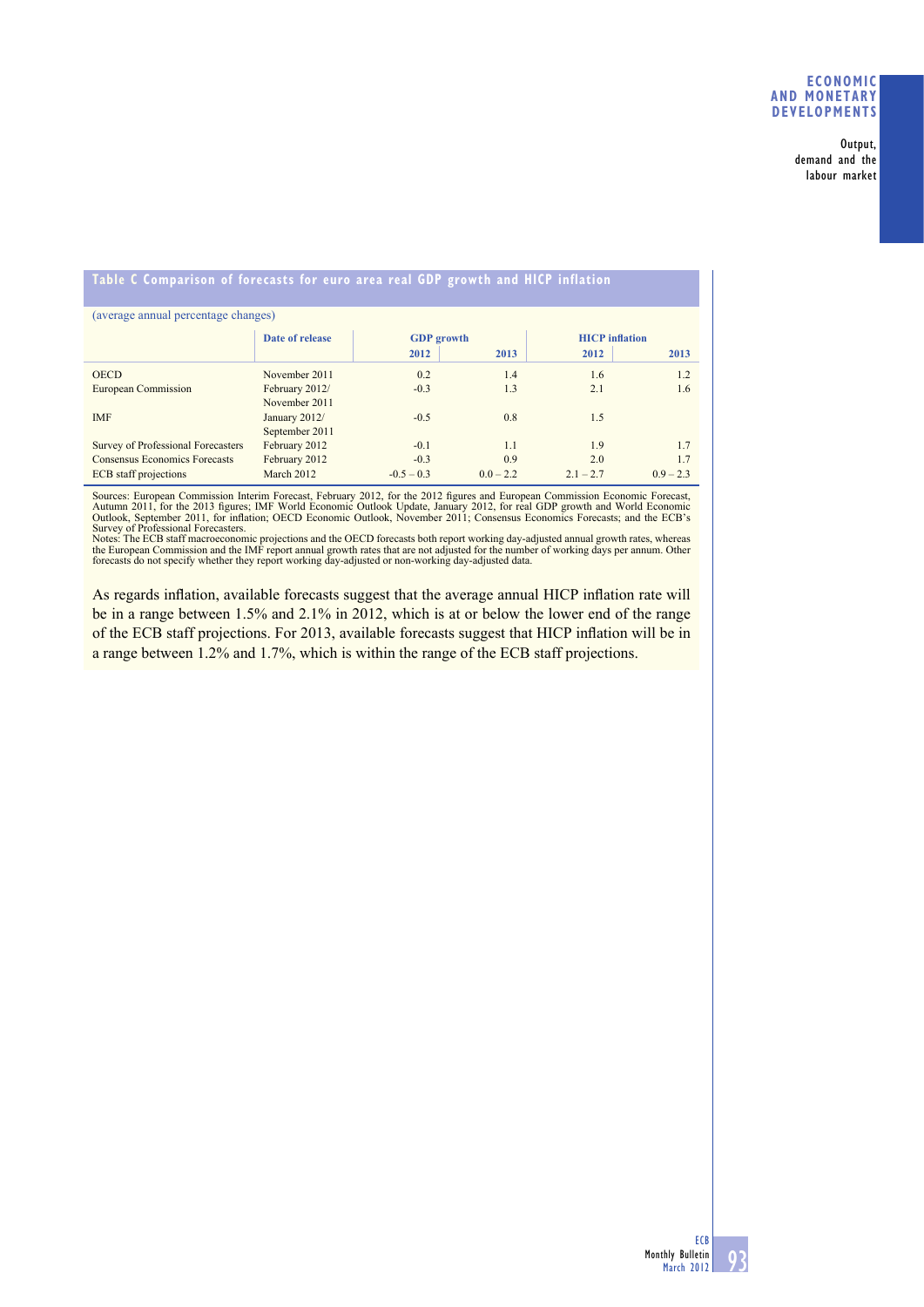## Table C Comparison of forecasts for euro area real GDP growth and HICP inflation

(average annual percentage changes)

| | Date of release | GDP growth | | HICP inflation | |
|---|---|---|---|---|---|
| | | 2012 | 2013 | 2012 | 2013 |
| OECD | November 2011 | 0.2 | 1.4 | 1.6 | 1.2 |
| European Commission | February 2012/ November 2011 | -0.3 | 1.3 | 2.1 | 1.6 |
| IMF | January 2012/ September 2011 | -0.5 | 0.8 | 1.5 | |
| Survey of Professional Forecasters | February 2012 | -0.1 | 1.1 | 1.9 | 1.7 |
| Consensus Economics Forecasts | February 2012 | -0.3 | 0.9 | 2.0 | 1.7 |
| ECB staff projections | March 2012 | -0.5 – 0.3 | 0.0 – 2.2 | 2.1 – 2.7 | 0.9 – 2.3 |

Sources: European Commission Interim Forecast, February 2012, for the 2012 figures and European Commission Economic Forecast, Autumn 2011, for the 2013 figures; IMF World Economic Outlook Update, January 2012, for real GDP growth and World Economic Outlook, September 2011, for inflation; OECD Economic Outlook, November 2011; Consensus Economics Forecasts; and the ECB's Survey of Professional Forecasters.

Notes: The ECB staff macroeconomic projections and the OECD forecasts both report working day-adjusted annual growth rates, whereas the European Commission and the IMF report annual growth rates that are not adjusted for the number of working days per annum. Other forecasts do not specify whether they report working day-adjusted or non-working day-adjusted data.

As regards inflation, available forecasts suggest that the average annual HICP inflation rate will be in a range between 1.5% and 2.1% in 2012, which is at or below the lower end of the range of the ECB staff projections. For 2013, available forecasts suggest that HICP inflation will be in a range between 1.2% and 1.7%, which is within the range of the ECB staff projections.